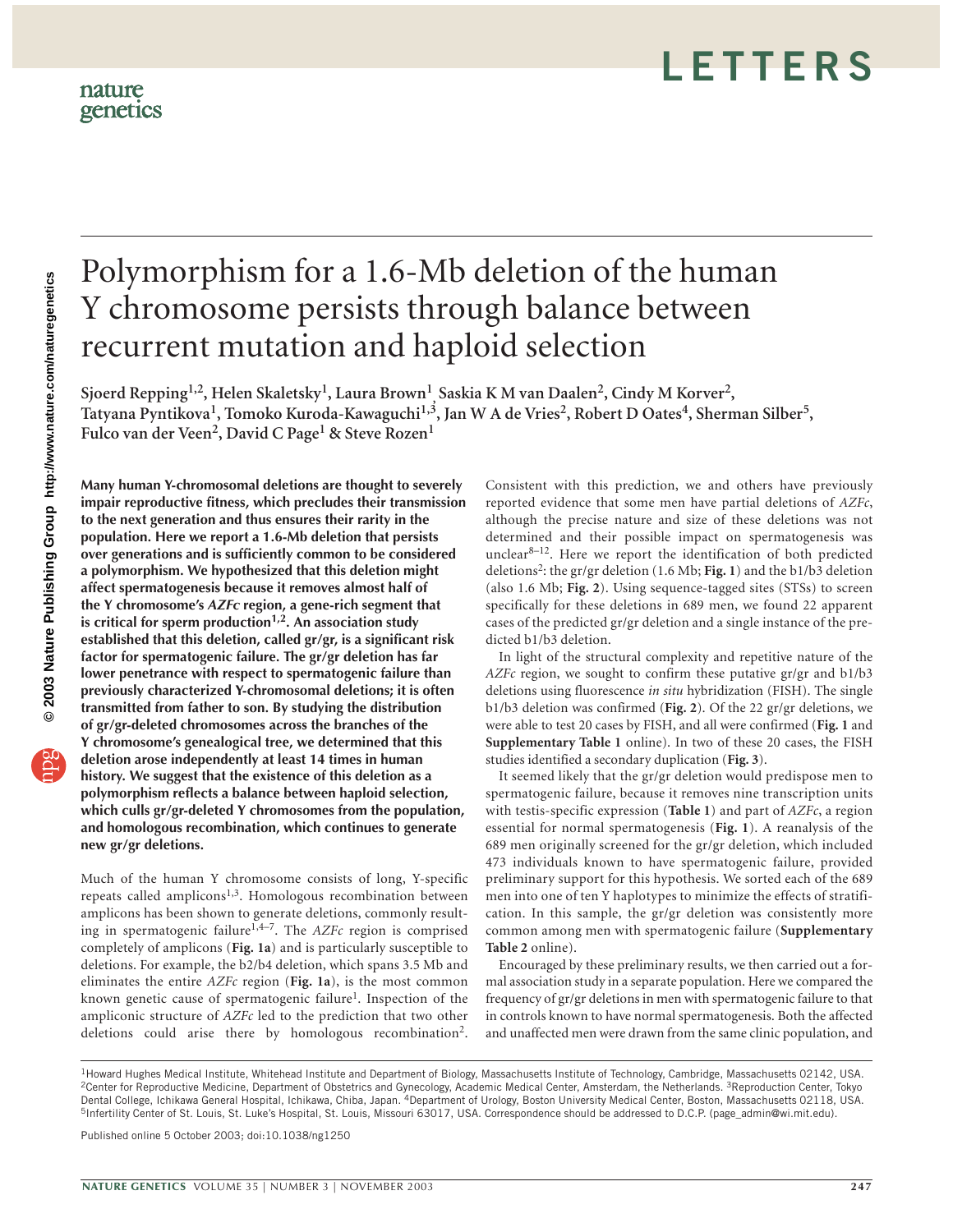# Polymorphism for a 1.6-Mb deletion of the human Y chromosome persists through balance between recurrent mutation and haploid selection

Sjoerd Repping[1,2], Helen Skaletsky[1], Laura Brown[1], Saskia K M van Daalen[2], Cindy M Korver[2], Tatyana Pyntikova[1], Tomoko Kuroda-Kawaguchi[1,3], Jan W A de Vries[2], Robert D Oates[4], Sherman Silber[5], Fulco van der Veen[2], David C Page[1] & Steve Rozen[1]

**Many human Y-chromosomal deletions are thought to severely impair reproductive fitness, which precludes their transmission to the next generation and thus ensures their rarity in the population. Here we report a 1.6-Mb deletion that persists over generations and is sufficiently common to be considered a polymorphism. We hypothesized that this deletion might affect spermatogenesis because it removes almost half of the Y chromosome's *AZFc* region, a gene-rich segment that is critical for sperm production[1,2]. An association study established that this deletion, called gr/gr, is a significant risk factor for spermatogenic failure. The gr/gr deletion has far lower penetrance with respect to spermatogenic failure than previously characterized Y-chromosomal deletions; it is often transmitted from father to son. By studying the distribution of gr/gr-deleted chromosomes across the branches of the Y chromosome's genealogical tree, we determined that this deletion arose independently at least 14 times in human history. We suggest that the existence of this deletion as a polymorphism reflects a balance between haploid selection, which culls gr/gr-deleted Y chromosomes from the population, and homologous recombination, which continues to generate new gr/gr deletions.**

Much of the human Y chromosome consists of long, Y-specific repeats called amplicons[1,3]. Homologous recombination between amplicons has been shown to generate deletions, commonly resulting in spermatogenic failure[1,4–7]. The *AZFc* region is comprised completely of amplicons (**Fig. 1a**) and is particularly susceptible to deletions. For example, the b2/b4 deletion, which spans 3.5 Mb and eliminates the entire *AZFc* region (**Fig. 1a**), is the most common known genetic cause of spermatogenic failure[1]. Inspection of the ampliconic structure of *AZFc* led to the prediction that two other deletions could arise there by homologous recombination[2]. Consistent with this prediction, we and others have previously reported evidence that some men have partial deletions of *AZFc*, although the precise nature and size of these deletions was not determined and their possible impact on spermatogenesis was unclear[8–12]. Here we report the identification of both predicted deletions[2]: the gr/gr deletion (1.6 Mb; **Fig. 1**) and the b1/b3 deletion (also 1.6 Mb; **Fig. 2**). Using sequence-tagged sites (STSs) to screen specifically for these deletions in 689 men, we found 22 apparent cases of the predicted gr/gr deletion and a single instance of the predicted b1/b3 deletion.

In light of the structural complexity and repetitive nature of the *AZFc* region, we sought to confirm these putative gr/gr and b1/b3 deletions using fluorescence *in situ* hybridization (FISH). The single b1/b3 deletion was confirmed (**Fig. 2**). Of the 22 gr/gr deletions, we were able to test 20 cases by FISH, and all were confirmed (**Fig. 1** and **Supplementary Table 1** online). In two of these 20 cases, the FISH studies identified a secondary duplication (**Fig. 3**).

It seemed likely that the gr/gr deletion would predispose men to spermatogenic failure, because it removes nine transcription units with testis-specific expression (**Table 1**) and part of *AZFc*, a region essential for normal spermatogenesis (**Fig. 1**). A reanalysis of the 689 men originally screened for the gr/gr deletion, which included 473 individuals known to have spermatogenic failure, provided preliminary support for this hypothesis. We sorted each of the 689 men into one of ten Y haplotypes to minimize the effects of stratification. In this sample, the gr/gr deletion was consistently more common among men with spermatogenic failure (**Supplementary Table 2** online).

Encouraged by these preliminary results, we then carried out a formal association study in a separate population. Here we compared the frequency of gr/gr deletions in men with spermatogenic failure to that in controls known to have normal spermatogenesis. Both the affected and unaffected men were drawn from the same clinic population, and

[1]Howard Hughes Medical Institute, Whitehead Institute and Department of Biology, Massachusetts Institute of Technology, Cambridge, Massachusetts 02142, USA. [2]Center for Reproductive Medicine, Department of Obstetrics and Gynecology, Academic Medical Center, Amsterdam, the Netherlands. [3]Reproduction Center, Tokyo Dental College, Ichikawa General Hospital, Ichikawa, Chiba, Japan. [4]Department of Urology, Boston University Medical Center, Boston, Massachusetts 02118, USA. [5]Infertility Center of St. Louis, St. Luke's Hospital, St. Louis, Missouri 63017, USA. Correspondence should be addressed to D.C.P. (page_admin@wi.mit.edu).

Published online 5 October 2003; doi:10.1038/ng1250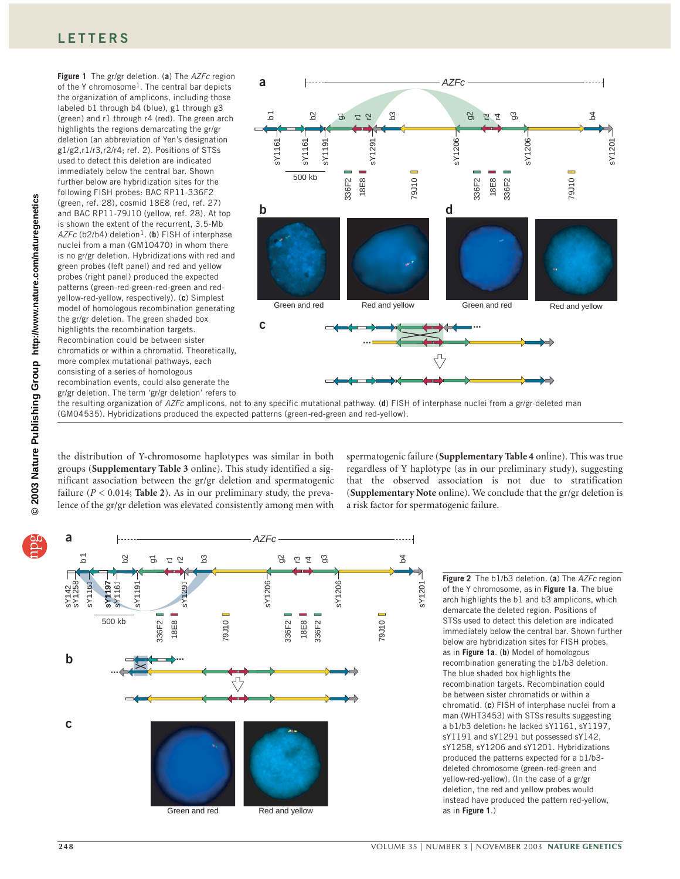**Figure 1** The gr/gr deletion. (**a**) The *AZFc* region of the Y chromosome[1]. The central bar depicts the organization of amplicons, including those labeled b1 through b4 (blue), g1 through g3 (green) and r1 through r4 (red). The green arch highlights the regions demarcating the gr/gr deletion (an abbreviation of Yen's designation g1/g2,r1/r3,r2/r4; ref. 2). Positions of STSs used to detect this deletion are indicated immediately below the central bar. Shown further below are hybridization sites for the following FISH probes: BAC RP11-336F2 (green, ref. 28), cosmid 18E8 (red, ref. 27) and BAC RP11-79J10 (yellow, ref. 28). At top is shown the extent of the recurrent, 3.5-Mb *AZFc* (b2/b4) deletion[1]. (**b**) FISH of interphase nuclei from a man (GM10470) in whom there is no gr/gr deletion. Hybridizations with red and green probes (left panel) and red and yellow probes (right panel) produced the expected patterns (green-red-green-red-green and red-yellow-red-yellow, respectively). (**c**) Simplest model of homologous recombination generating the gr/gr deletion. The green shaded box highlights the recombination targets. Recombination could be between sister chromatids or within a chromatid. Theoretically, more complex mutational pathways, each consisting of a series of homologous recombination events, could also generate the gr/gr deletion. The term 'gr/gr deletion' refers to the resulting organization of *AZFc* amplicons, not to any specific mutational pathway. (**d**) FISH of interphase nuclei from a gr/gr-deleted man (GM04535). Hybridizations produced the expected patterns (green-red-green and red-yellow).

the distribution of Y-chromosome haplotypes was similar in both groups (**Supplementary Table 3** online). This study identified a significant association between the gr/gr deletion and spermatogenic failure ($P < 0.014$; **Table 2**). As in our preliminary study, the prevalence of the gr/gr deletion was elevated consistently among men with spermatogenic failure (**Supplementary Table 4** online). This was true regardless of Y haplotype (as in our preliminary study), suggesting that the observed association is not due to stratification (**Supplementary Note** online). We conclude that the gr/gr deletion is a risk factor for spermatogenic failure.

**Figure 2** The b1/b3 deletion. (**a**) The *AZFc* region of the Y chromosome, as in **Figure 1a**. The blue arch highlights the b1 and b3 amplicons, which demarcate the deleted region. Positions of STSs used to detect this deletion are indicated immediately below the central bar. Shown further below are hybridization sites for FISH probes, as in **Figure 1a**. (**b**) Model of homologous recombination generating the b1/b3 deletion. The blue shaded box highlights the recombination targets. Recombination could be between sister chromatids or within a chromatid. (**c**) FISH of interphase nuclei from a man (WHT3453) with STSs results suggesting a b1/b3 deletion: he lacked sY1161, sY1197, sY1191 and sY1291 but possessed sY142, sY1258, sY1206 and sY1201. Hybridizations produced the patterns expected for a b1/b3-deleted chromosome (green-red-green and yellow-red-yellow). (In the case of a gr/gr deletion, the red and yellow probes would instead have produced the pattern red-yellow, as in **Figure 1**.)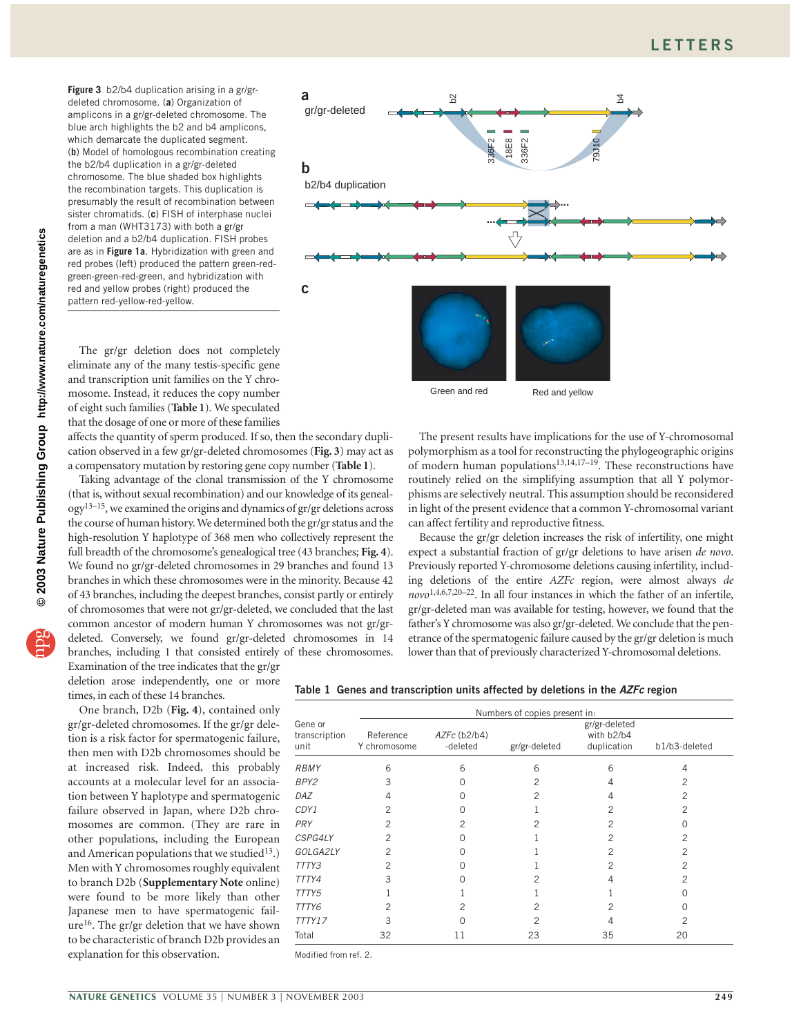**Figure 3** b2/b4 duplication arising in a gr/gr-deleted chromosome. (**a**) Organization of amplicons in a gr/gr-deleted chromosome. The blue arch highlights the b2 and b4 amplicons, which demarcate the duplicated segment. (**b**) Model of homologous recombination creating the b2/b4 duplication in a gr/gr-deleted chromosome. The blue shaded box highlights the recombination targets. This duplication is presumably the result of recombination between sister chromatids. (**c**) FISH of interphase nuclei from a man (WHT3173) with both a gr/gr deletion and a b2/b4 duplication. FISH probes are as in **Figure 1a**. Hybridization with green and red probes (left) produced the pattern green-red-green-green-red-green, and hybridization with red and yellow probes (right) produced the pattern red-yellow-red-yellow.

The gr/gr deletion does not completely eliminate any of the many testis-specific gene and transcription unit families on the Y chromosome. Instead, it reduces the copy number of eight such families (**Table 1**). We speculated that the dosage of one or more of these families affects the quantity of sperm produced. If so, then the secondary duplication observed in a few gr/gr-deleted chromosomes (**Fig. 3**) may act as a compensatory mutation by restoring gene copy number (**Table 1**).

Taking advantage of the clonal transmission of the Y chromosome (that is, without sexual recombination) and our knowledge of its genealogy[13–15], we examined the origins and dynamics of gr/gr deletions across the course of human history. We determined both the gr/gr status and the high-resolution Y haplotype of 368 men who collectively represent the full breadth of the chromosome's genealogical tree (43 branches; **Fig. 4**). We found no gr/gr-deleted chromosomes in 29 branches and found 13 branches in which these chromosomes were in the minority. Because 42 of 43 branches, including the deepest branches, consist partly or entirely of chromosomes that were not gr/gr-deleted, we concluded that the last common ancestor of modern human Y chromosomes was not gr/gr-deleted. Conversely, we found gr/gr-deleted chromosomes in 14 branches, including 1 that consisted entirely of these chromosomes. Examination of the tree indicates that the gr/gr deletion arose independently, one or more times, in each of these 14 branches.

One branch, D2b (**Fig. 4**), contained only gr/gr-deleted chromosomes. If the gr/gr deletion is a risk factor for spermatogenic failure, then men with D2b chromosomes should be at increased risk. Indeed, this probably accounts at a molecular level for an association between Y haplotype and spermatogenic failure observed in Japan, where D2b chromosomes are common. (They are rare in other populations, including the European and American populations that we studied[13].) Men with Y chromosomes roughly equivalent to branch D2b (**Supplementary Note** online) were found to be more likely than other Japanese men to have spermatogenic failure[16]. The gr/gr deletion that we have shown to be characteristic of branch D2b provides an explanation for this observation.

The present results have implications for the use of Y-chromosomal polymorphism as a tool for reconstructing the phylogeographic origins of modern human populations[13,14,17–19]. These reconstructions have routinely relied on the simplifying assumption that all Y polymorphisms are selectively neutral. This assumption should be reconsidered in light of the present evidence that a common Y-chromosomal variant can affect fertility and reproductive fitness.

Because the gr/gr deletion increases the risk of infertility, one might expect a substantial fraction of gr/gr deletions to have arisen *de novo*. Previously reported Y-chromosome deletions causing infertility, including deletions of the entire *AZFc* region, were almost always *de novo*[1,4,6,7,20–22]. In all four instances in which the father of an infertile, gr/gr-deleted man was available for testing, however, we found that the father's Y chromosome was also gr/gr-deleted. We conclude that the penetrance of the spermatogenic failure caused by the gr/gr deletion is much lower than that of previously characterized Y-chromosomal deletions.

**Table 1 Genes and transcription units affected by deletions in the *AZFc* region**

| Gene or transcription unit | Numbers of copies present in: | | | | |
|---|---|---|---|---|---|
| | Reference Y chromosome | *AZFc* (b2/b4)-deleted | gr/gr-deleted | gr/gr-deleted with b2/b4 duplication | b1/b3-deleted |
| *RBMY* | 6 | 6 | 6 | 6 | 4 |
| *BPY2* | 3 | 0 | 2 | 4 | 2 |
| *DAZ* | 4 | 0 | 2 | 4 | 2 |
| *CDY1* | 2 | 0 | 1 | 2 | 2 |
| *PRY* | 2 | 2 | 2 | 2 | 0 |
| *CSPG4LY* | 2 | 0 | 1 | 2 | 2 |
| *GOLGA2LY* | 2 | 0 | 1 | 2 | 2 |
| *TTTY3* | 2 | 0 | 1 | 2 | 2 |
| *TTTY4* | 3 | 0 | 2 | 4 | 2 |
| *TTTY5* | 1 | 1 | 1 | 1 | 0 |
| *TTTY6* | 2 | 2 | 2 | 2 | 0 |
| *TTTY17* | 3 | 0 | 2 | 4 | 2 |
| Total | 32 | 11 | 23 | 35 | 20 |

Modified from ref. 2.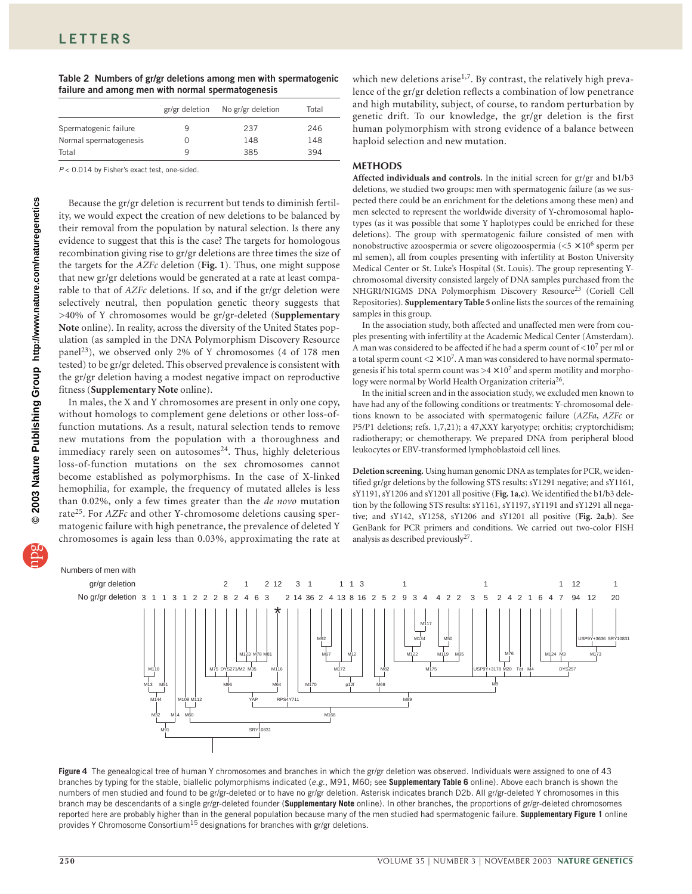**Table 2 Numbers of gr/gr deletions among men with spermatogenic failure and among men with normal spermatogenesis**

| | gr/gr deletion | No gr/gr deletion | Total |
|---|---|---|---|
| Spermatogenic failure | 9 | 237 | 246 |
| Normal spermatogenesis | 0 | 148 | 148 |
| Total | 9 | 385 | 394 |

$P < 0.014$ by Fisher's exact test, one-sided.

Because the gr/gr deletion is recurrent but tends to diminish fertility, we would expect the creation of new deletions to be balanced by their removal from the population by natural selection. Is there any evidence to suggest that this is the case? The targets for homologous recombination giving rise to gr/gr deletions are three times the size of the targets for the *AZFc* deletion (**Fig. 1**). Thus, one might suppose that new gr/gr deletions would be generated at a rate at least comparable to that of *AZFc* deletions. If so, and if the gr/gr deletion were selectively neutral, then population genetic theory suggests that >40% of Y chromosomes would be gr/gr-deleted (**Supplementary Note** online). In reality, across the diversity of the United States population (as sampled in the DNA Polymorphism Discovery Resource panel[23]), we observed only 2% of Y chromosomes (4 of 178 men tested) to be gr/gr deleted. This observed prevalence is consistent with the gr/gr deletion having a modest negative impact on reproductive fitness (**Supplementary Note** online).

In males, the X and Y chromosomes are present in only one copy, without homologs to complement gene deletions or other loss-of-function mutations. As a result, natural selection tends to remove new mutations from the population with a thoroughness and immediacy rarely seen on autosomes[24]. Thus, highly deleterious loss-of-function mutations on the sex chromosomes cannot become established as polymorphisms. In the case of X-linked hemophilia, for example, the frequency of mutated alleles is less than 0.02%, only a few times greater than the *de novo* mutation rate[25]. For *AZFc* and other Y-chromosome deletions causing spermatogenic failure with high penetrance, the prevalence of deleted Y chromosomes is again less than 0.03%, approximating the rate at which new deletions arise[1,7]. By contrast, the relatively high prevalence of the gr/gr deletion reflects a combination of low penetrance and high mutability, subject, of course, to random perturbation by genetic drift. To our knowledge, the gr/gr deletion is the first human polymorphism with strong evidence of a balance between haploid selection and new mutation.

## METHODS

**Affected individuals and controls.** In the initial screen for gr/gr and b1/b3 deletions, we studied two groups: men with spermatogenic failure (as we suspected there could be an enrichment for the deletions among these men) and men selected to represent the worldwide diversity of Y-chromosomal haplotypes (as it was possible that some Y haplotypes could be enriched for these deletions). The group with spermatogenic failure consisted of men with nonobstructive azoospermia or severe oligozoospermia ($<5 \times 10^6$ sperm per ml semen), all from couples presenting with infertility at Boston University Medical Center or St. Luke's Hospital (St. Louis). The group representing Y-chromosomal diversity consisted largely of DNA samples purchased from the NHGRI/NIGMS DNA Polymorphism Discovery Resource[23] (Coriell Cell Repositories). **Supplementary Table 5** online lists the sources of the remaining samples in this group.

In the association study, both affected and unaffected men were from couples presenting with infertility at the Academic Medical Center (Amsterdam). A man was considered to be affected if he had a sperm count of $<10^7$ per ml or a total sperm count $<2 \times 10^7$. A man was considered to have normal spermatogenesis if his total sperm count was $>4 \times 10^7$ and sperm motility and morphology were normal by World Health Organization criteria[26].

In the initial screen and in the association study, we excluded men known to have had any of the following conditions or treatments: Y-chromosomal deletions known to be associated with spermatogenic failure (*AZFa*, *AZFc* or P5/P1 deletions; refs. 1,7,21); a 47,XXY karyotype; orchitis; cryptorchidism; radiotherapy; or chemotherapy. We prepared DNA from peripheral blood leukocytes or EBV-transformed lymphoblastoid cell lines.

**Deletion screening.** Using human genomic DNA as templates for PCR, we identified gr/gr deletions by the following STS results: sY1291 negative; and sY1161, sY1191, sY1206 and sY1201 all positive (**Fig. 1a**,**c**). We identified the b1/b3 deletion by the following STS results: sY1161, sY1197, sY1191 and sY1291 all negative; and sY142, sY1258, sY1206 and sY1201 all positive (**Fig. 2a**,**b**). See GenBank for PCR primers and conditions. We carried out two-color FISH analysis as described previously[27].

**Figure 4** The genealogical tree of human Y chromosomes and branches in which the gr/gr deletion was observed. Individuals were assigned to one of 43 branches by typing for the stable, biallelic polymorphisms indicated (*e.g.*, M91, M60; see **Supplementary Table 6** online). Above each branch is shown the numbers of men studied and found to be gr/gr-deleted or to have no gr/gr deletion. Asterisk indicates branch D2b. All gr/gr-deleted Y chromosomes in this branch may be descendants of a single gr/gr-deleted founder (**Supplementary Note** online). In other branches, the proportions of gr/gr-deleted chromosomes reported here are probably higher than in the general population because many of the men studied had spermatogenic failure. **Supplementary Figure 1** online provides Y Chromosome Consortium[15] designations for branches with gr/gr deletions.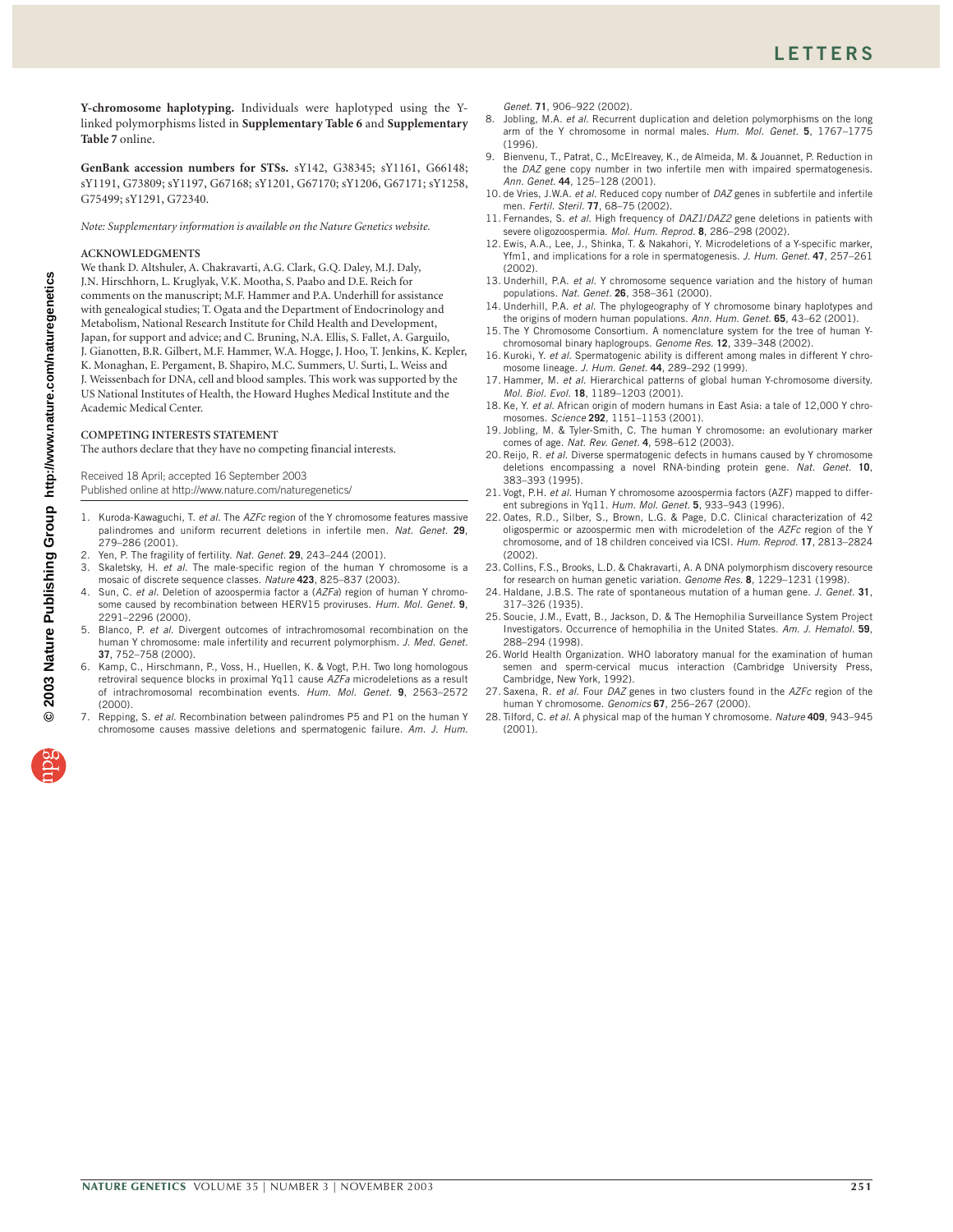**Y-chromosome haplotyping.** Individuals were haplotyped using the Y-linked polymorphisms listed in **Supplementary Table 6** and **Supplementary Table 7** online.

**GenBank accession numbers for STSs.** sY142, G38345; sY1161, G66148; sY1191, G73809; sY1197, G67168; sY1201, G67170; sY1206, G67171; sY1258, G75499; sY1291, G72340.

*Note: Supplementary information is available on the Nature Genetics website.*

### ACKNOWLEDGMENTS

We thank D. Altshuler, A. Chakravarti, A.G. Clark, G.Q. Daley, M.J. Daly, J.N. Hirschhorn, L. Kruglyak, V.K. Mootha, S. Paabo and D.E. Reich for comments on the manuscript; M.F. Hammer and P.A. Underhill for assistance with genealogical studies; T. Ogata and the Department of Endocrinology and Metabolism, National Research Institute for Child Health and Development, Japan, for support and advice; and C. Bruning, N.A. Ellis, S. Fallet, A. Garguilo, J. Gianotten, B.R. Gilbert, M.F. Hammer, W.A. Hogge, J. Hoo, T. Jenkins, K. Kepler, K. Monaghan, E. Pergament, B. Shapiro, M.C. Summers, U. Surti, L. Weiss and J. Weissenbach for DNA, cell and blood samples. This work was supported by the US National Institutes of Health, the Howard Hughes Medical Institute and the Academic Medical Center.

### COMPETING INTERESTS STATEMENT

The authors declare that they have no competing financial interests.

Received 18 April; accepted 16 September 2003
Published online at http://www.nature.com/naturegenetics/

1. Kuroda-Kawaguchi, T. *et al.* The *AZFc* region of the Y chromosome features massive palindromes and uniform recurrent deletions in infertile men. *Nat. Genet.* **29**, 279–286 (2001).
2. Yen, P. The fragility of fertility. *Nat. Genet.* **29**, 243–244 (2001).
3. Skaletsky, H. *et al.* The male-specific region of the human Y chromosome is a mosaic of discrete sequence classes. *Nature* **423**, 825–837 (2003).
4. Sun, C. *et al.* Deletion of azoospermia factor a (*AZFa*) region of human Y chromosome caused by recombination between HERV15 proviruses. *Hum. Mol. Genet.* **9**, 2291–2296 (2000).
5. Blanco, P. *et al.* Divergent outcomes of intrachromosomal recombination on the human Y chromosome: male infertility and recurrent polymorphism. *J. Med. Genet.* **37**, 752–758 (2000).
6. Kamp, C., Hirschmann, P., Voss, H., Huellen, K. & Vogt, P.H. Two long homologous retroviral sequence blocks in proximal Yq11 cause *AZFa* microdeletions as a result of intrachromosomal recombination events. *Hum. Mol. Genet.* **9**, 2563–2572 (2000).
7. Repping, S. *et al.* Recombination between palindromes P5 and P1 on the human Y chromosome causes massive deletions and spermatogenic failure. *Am. J. Hum. Genet.* **71**, 906–922 (2002).
8. Jobling, M.A. *et al.* Recurrent duplication and deletion polymorphisms on the long arm of the Y chromosome in normal males. *Hum. Mol. Genet.* **5**, 1767–1775 (1996).
9. Bienvenu, T., Patrat, C., McElreavey, K., de Almeida, M. & Jouannet, P. Reduction in the *DAZ* gene copy number in two infertile men with impaired spermatogenesis. *Ann. Genet.* **44**, 125–128 (2001).
10. de Vries, J.W.A. *et al.* Reduced copy number of *DAZ* genes in subfertile and infertile men. *Fertil. Steril.* **77**, 68–75 (2002).
11. Fernandes, S. *et al.* High frequency of *DAZ1*/*DAZ2* gene deletions in patients with severe oligozoospermia. *Mol. Hum. Reprod.* **8**, 286–298 (2002).
12. Ewis, A.A., Lee, J., Shinka, T. & Nakahori, Y. Microdeletions of a Y-specific marker, Yfm1, and implications for a role in spermatogenesis. *J. Hum. Genet.* **47**, 257–261 (2002).
13. Underhill, P.A. *et al.* Y chromosome sequence variation and the history of human populations. *Nat. Genet.* **26**, 358–361 (2000).
14. Underhill, P.A. *et al.* The phylogeography of Y chromosome binary haplotypes and the origins of modern human populations. *Ann. Hum. Genet.* **65**, 43–62 (2001).
15. The Y Chromosome Consortium. A nomenclature system for the tree of human Y-chromosomal binary haplogroups. *Genome Res.* **12**, 339–348 (2002).
16. Kuroki, Y. *et al.* Spermatogenic ability is different among males in different Y chromosome lineage. *J. Hum. Genet.* **44**, 289–292 (1999).
17. Hammer, M. *et al.* Hierarchical patterns of global human Y-chromosome diversity. *Mol. Biol. Evol.* **18**, 1189–1203 (2001).
18. Ke, Y. *et al.* African origin of modern humans in East Asia: a tale of 12,000 Y chromosomes. *Science* **292**, 1151–1153 (2001).
19. Jobling, M. & Tyler-Smith, C. The human Y chromosome: an evolutionary marker comes of age. *Nat. Rev. Genet.* **4**, 598–612 (2003).
20. Reijo, R. *et al.* Diverse spermatogenic defects in humans caused by Y chromosome deletions encompassing a novel RNA-binding protein gene. *Nat. Genet.* **10**, 383–393 (1995).
21. Vogt, P.H. *et al.* Human Y chromosome azoospermia factors (AZF) mapped to different subregions in Yq11. *Hum. Mol. Genet.* **5**, 933–943 (1996).
22. Oates, R.D., Silber, S., Brown, L.G. & Page, D.C. Clinical characterization of 42 oligospermic or azoospermic men with microdeletion of the *AZFc* region of the Y chromosome, and of 18 children conceived via ICSI. *Hum. Reprod.* **17**, 2813–2824 (2002).
23. Collins, F.S., Brooks, L.D. & Chakravarti, A. A DNA polymorphism discovery resource for research on human genetic variation. *Genome Res.* **8**, 1229–1231 (1998).
24. Haldane, J.B.S. The rate of spontaneous mutation of a human gene. *J. Genet.* **31**, 317–326 (1935).
25. Soucie, J.M., Evatt, B., Jackson, D. & The Hemophilia Surveillance System Project Investigators. Occurrence of hemophilia in the United States. *Am. J. Hematol.* **59**, 288–294 (1998).
26. World Health Organization. WHO laboratory manual for the examination of human semen and sperm-cervical mucus interaction (Cambridge University Press, Cambridge, New York, 1992).
27. Saxena, R. *et al.* Four *DAZ* genes in two clusters found in the *AZFc* region of the human Y chromosome. *Genomics* **67**, 256–267 (2000).
28. Tilford, C. *et al.* A physical map of the human Y chromosome. *Nature* **409**, 943–945 (2001).